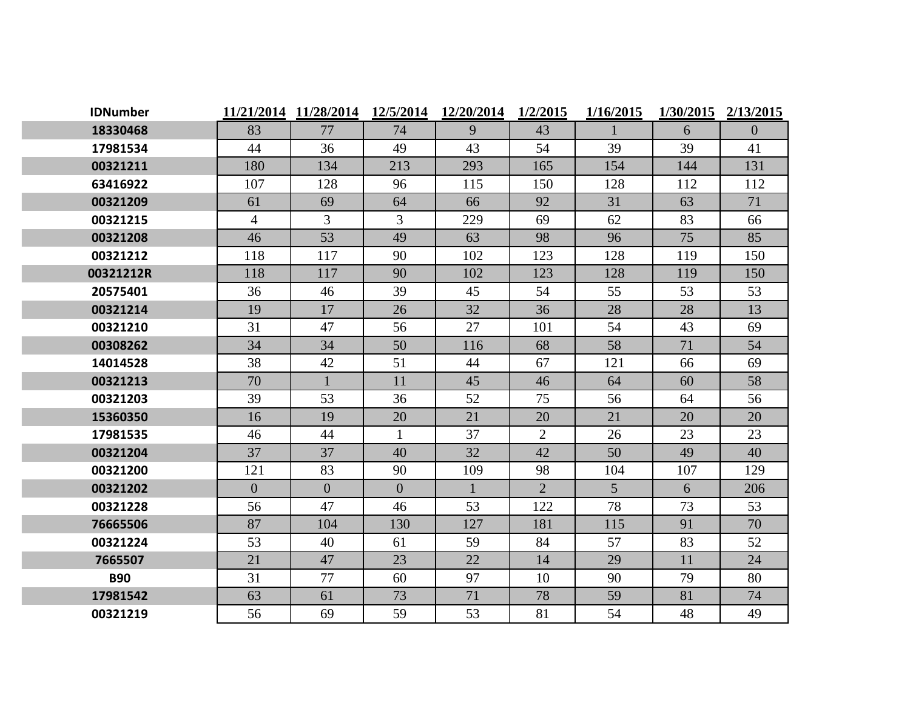| IDNumber | 11/21/2014 | 11/28/2014 | 12/5/2014 | 12/20/2014 | 1/2/2015 | 1/16/2015 | 1/30/2015 | 2/13/2015 |
|---|---|---|---|---|---|---|---|---|
| 18330468 | 83 | 77 | 74 | 9 | 43 | 1 | 6 | 0 |
| 17981534 | 44 | 36 | 49 | 43 | 54 | 39 | 39 | 41 |
| 00321211 | 180 | 134 | 213 | 293 | 165 | 154 | 144 | 131 |
| 63416922 | 107 | 128 | 96 | 115 | 150 | 128 | 112 | 112 |
| 00321209 | 61 | 69 | 64 | 66 | 92 | 31 | 63 | 71 |
| 00321215 | 4 | 3 | 3 | 229 | 69 | 62 | 83 | 66 |
| 00321208 | 46 | 53 | 49 | 63 | 98 | 96 | 75 | 85 |
| 00321212 | 118 | 117 | 90 | 102 | 123 | 128 | 119 | 150 |
| 00321212R | 118 | 117 | 90 | 102 | 123 | 128 | 119 | 150 |
| 20575401 | 36 | 46 | 39 | 45 | 54 | 55 | 53 | 53 |
| 00321214 | 19 | 17 | 26 | 32 | 36 | 28 | 28 | 13 |
| 00321210 | 31 | 47 | 56 | 27 | 101 | 54 | 43 | 69 |
| 00308262 | 34 | 34 | 50 | 116 | 68 | 58 | 71 | 54 |
| 14014528 | 38 | 42 | 51 | 44 | 67 | 121 | 66 | 69 |
| 00321213 | 70 | 1 | 11 | 45 | 46 | 64 | 60 | 58 |
| 00321203 | 39 | 53 | 36 | 52 | 75 | 56 | 64 | 56 |
| 15360350 | 16 | 19 | 20 | 21 | 20 | 21 | 20 | 20 |
| 17981535 | 46 | 44 | 1 | 37 | 2 | 26 | 23 | 23 |
| 00321204 | 37 | 37 | 40 | 32 | 42 | 50 | 49 | 40 |
| 00321200 | 121 | 83 | 90 | 109 | 98 | 104 | 107 | 129 |
| 00321202 | 0 | 0 | 0 | 1 | 2 | 5 | 6 | 206 |
| 00321228 | 56 | 47 | 46 | 53 | 122 | 78 | 73 | 53 |
| 76665506 | 87 | 104 | 130 | 127 | 181 | 115 | 91 | 70 |
| 00321224 | 53 | 40 | 61 | 59 | 84 | 57 | 83 | 52 |
| 7665507 | 21 | 47 | 23 | 22 | 14 | 29 | 11 | 24 |
| B90 | 31 | 77 | 60 | 97 | 10 | 90 | 79 | 80 |
| 17981542 | 63 | 61 | 73 | 71 | 78 | 59 | 81 | 74 |
| 00321219 | 56 | 69 | 59 | 53 | 81 | 54 | 48 | 49 |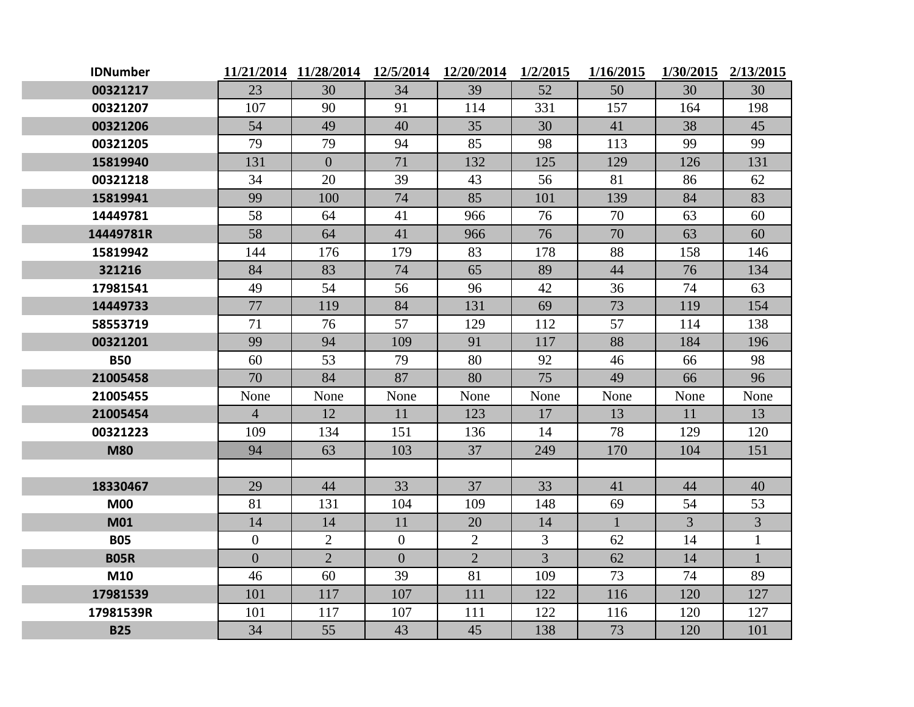| IDNumber | 11/21/2014 | 11/28/2014 | 12/5/2014 | 12/20/2014 | 1/2/2015 | 1/16/2015 | 1/30/2015 | 2/13/2015 |
|---|---|---|---|---|---|---|---|---|
| 00321217 | 23 | 30 | 34 | 39 | 52 | 50 | 30 | 30 |
| 00321207 | 107 | 90 | 91 | 114 | 331 | 157 | 164 | 198 |
| 00321206 | 54 | 49 | 40 | 35 | 30 | 41 | 38 | 45 |
| 00321205 | 79 | 79 | 94 | 85 | 98 | 113 | 99 | 99 |
| 15819940 | 131 | 0 | 71 | 132 | 125 | 129 | 126 | 131 |
| 00321218 | 34 | 20 | 39 | 43 | 56 | 81 | 86 | 62 |
| 15819941 | 99 | 100 | 74 | 85 | 101 | 139 | 84 | 83 |
| 14449781 | 58 | 64 | 41 | 966 | 76 | 70 | 63 | 60 |
| 14449781R | 58 | 64 | 41 | 966 | 76 | 70 | 63 | 60 |
| 15819942 | 144 | 176 | 179 | 83 | 178 | 88 | 158 | 146 |
| 321216 | 84 | 83 | 74 | 65 | 89 | 44 | 76 | 134 |
| 17981541 | 49 | 54 | 56 | 96 | 42 | 36 | 74 | 63 |
| 14449733 | 77 | 119 | 84 | 131 | 69 | 73 | 119 | 154 |
| 58553719 | 71 | 76 | 57 | 129 | 112 | 57 | 114 | 138 |
| 00321201 | 99 | 94 | 109 | 91 | 117 | 88 | 184 | 196 |
| B50 | 60 | 53 | 79 | 80 | 92 | 46 | 66 | 98 |
| 21005458 | 70 | 84 | 87 | 80 | 75 | 49 | 66 | 96 |
| 21005455 | None | None | None | None | None | None | None | None |
| 21005454 | 4 | 12 | 11 | 123 | 17 | 13 | 11 | 13 |
| 00321223 | 109 | 134 | 151 | 136 | 14 | 78 | 129 | 120 |
| M80 | 94 | 63 | 103 | 37 | 249 | 170 | 104 | 151 |
| | | | | | | | | |
| 18330467 | 29 | 44 | 33 | 37 | 33 | 41 | 44 | 40 |
| M00 | 81 | 131 | 104 | 109 | 148 | 69 | 54 | 53 |
| M01 | 14 | 14 | 11 | 20 | 14 | 1 | 3 | 3 |
| B05 | 0 | 2 | 0 | 2 | 3 | 62 | 14 | 1 |
| B05R | 0 | 2 | 0 | 2 | 3 | 62 | 14 | 1 |
| M10 | 46 | 60 | 39 | 81 | 109 | 73 | 74 | 89 |
| 17981539 | 101 | 117 | 107 | 111 | 122 | 116 | 120 | 127 |
| 17981539R | 101 | 117 | 107 | 111 | 122 | 116 | 120 | 127 |
| B25 | 34 | 55 | 43 | 45 | 138 | 73 | 120 | 101 |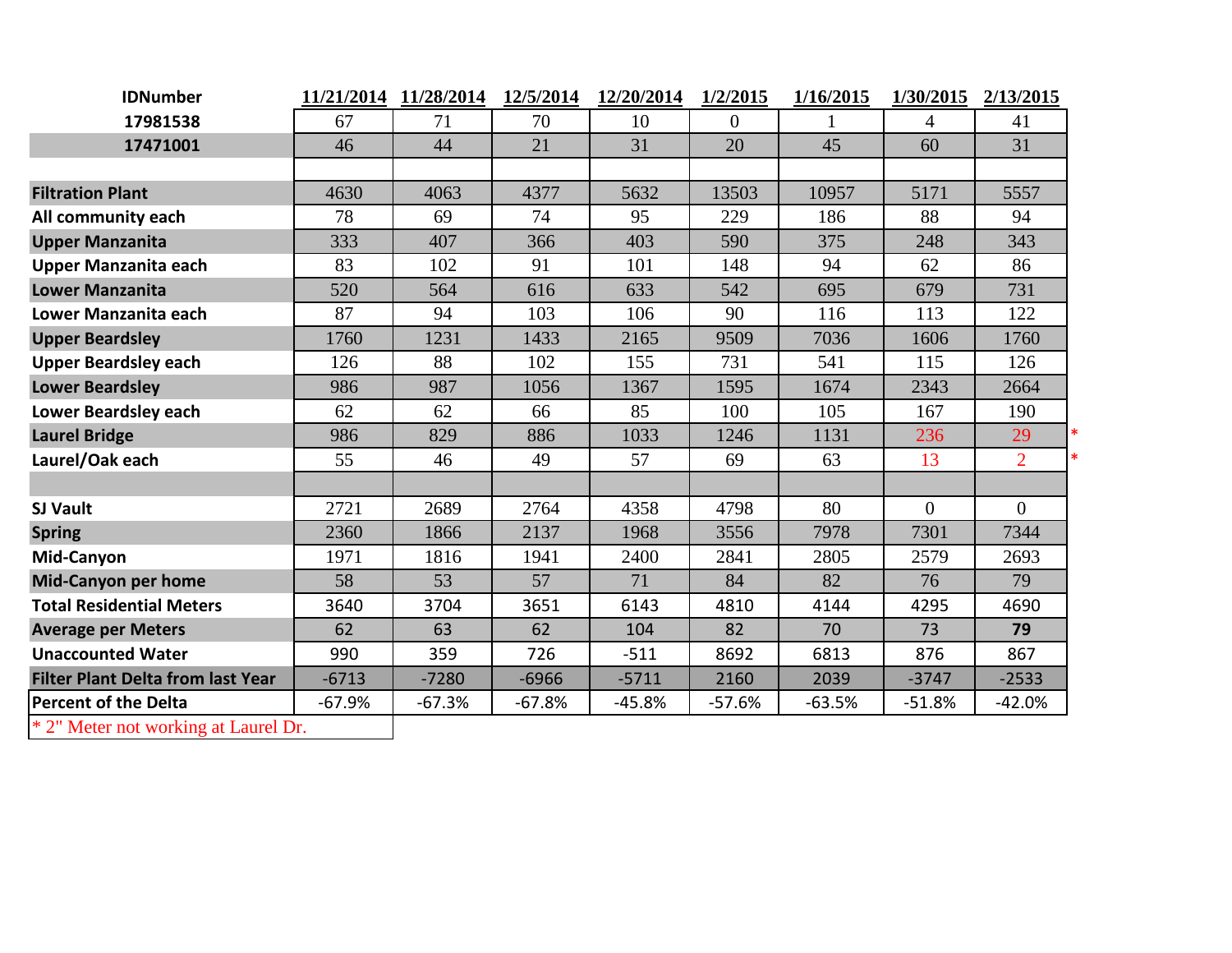| IDNumber | 11/21/2014 | 11/28/2014 | 12/5/2014 | 12/20/2014 | 1/2/2015 | 1/16/2015 | 1/30/2015 | 2/13/2015 | |
|---|---|---|---|---|---|---|---|---|---|
| 17981538 | 67 | 71 | 70 | 10 | 0 | 1 | 4 | 41 | |
| 17471001 | 46 | 44 | 21 | 31 | 20 | 45 | 60 | 31 | |
| | | | | | | | | | |
| Filtration Plant | 4630 | 4063 | 4377 | 5632 | 13503 | 10957 | 5171 | 5557 | |
| All community each | 78 | 69 | 74 | 95 | 229 | 186 | 88 | 94 | |
| Upper Manzanita | 333 | 407 | 366 | 403 | 590 | 375 | 248 | 343 | |
| Upper Manzanita each | 83 | 102 | 91 | 101 | 148 | 94 | 62 | 86 | |
| Lower Manzanita | 520 | 564 | 616 | 633 | 542 | 695 | 679 | 731 | |
| Lower Manzanita each | 87 | 94 | 103 | 106 | 90 | 116 | 113 | 122 | |
| Upper Beardsley | 1760 | 1231 | 1433 | 2165 | 9509 | 7036 | 1606 | 1760 | |
| Upper Beardsley each | 126 | 88 | 102 | 155 | 731 | 541 | 115 | 126 | |
| Lower Beardsley | 986 | 987 | 1056 | 1367 | 1595 | 1674 | 2343 | 2664 | |
| Lower Beardsley each | 62 | 62 | 66 | 85 | 100 | 105 | 167 | 190 | |
| Laurel Bridge | 986 | 829 | 886 | 1033 | 1246 | 1131 | 236 | 29 | * |
| Laurel/Oak each | 55 | 46 | 49 | 57 | 69 | 63 | 13 | 2 | * |
| | | | | | | | | | |
| SJ Vault | 2721 | 2689 | 2764 | 4358 | 4798 | 80 | 0 | 0 | |
| Spring | 2360 | 1866 | 2137 | 1968 | 3556 | 7978 | 7301 | 7344 | |
| Mid-Canyon | 1971 | 1816 | 1941 | 2400 | 2841 | 2805 | 2579 | 2693 | |
| Mid-Canyon per home | 58 | 53 | 57 | 71 | 84 | 82 | 76 | 79 | |
| Total Residential Meters | 3640 | 3704 | 3651 | 6143 | 4810 | 4144 | 4295 | 4690 | |
| Average per Meters | 62 | 63 | 62 | 104 | 82 | 70 | 73 | **79** | |
| Unaccounted Water | 990 | 359 | 726 | -511 | 8692 | 6813 | 876 | 867 | |
| Filter Plant Delta from last Year | -6713 | -7280 | -6966 | -5711 | 2160 | 2039 | -3747 | -2533 | |
| Percent of the Delta | -67.9% | -67.3% | -67.8% | -45.8% | -57.6% | -63.5% | -51.8% | -42.0% | |

* 2" Meter not working at Laurel Dr.